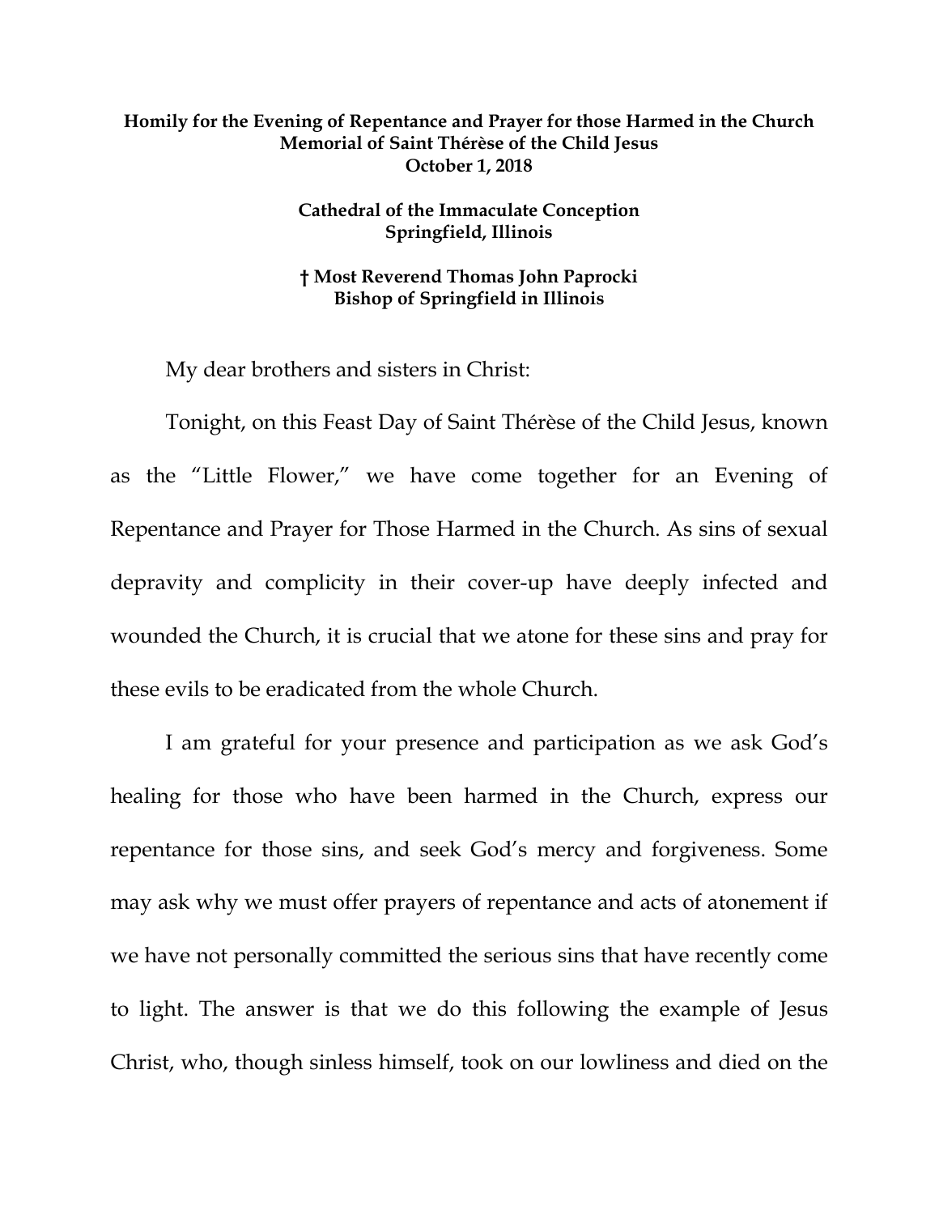**Homily for the Evening of Repentance and Prayer for those Harmed in the Church**
**Memorial of Saint Thérèse of the Child Jesus**
**October 1, 2018**

**Cathedral of the Immaculate Conception**
**Springfield, Illinois**

**† Most Reverend Thomas John Paprocki**
**Bishop of Springfield in Illinois**

My dear brothers and sisters in Christ:

Tonight, on this Feast Day of Saint Thérèse of the Child Jesus, known as the "Little Flower," we have come together for an Evening of Repentance and Prayer for Those Harmed in the Church. As sins of sexual depravity and complicity in their cover-up have deeply infected and wounded the Church, it is crucial that we atone for these sins and pray for these evils to be eradicated from the whole Church.

I am grateful for your presence and participation as we ask God's healing for those who have been harmed in the Church, express our repentance for those sins, and seek God's mercy and forgiveness. Some may ask why we must offer prayers of repentance and acts of atonement if we have not personally committed the serious sins that have recently come to light. The answer is that we do this following the example of Jesus Christ, who, though sinless himself, took on our lowliness and died on the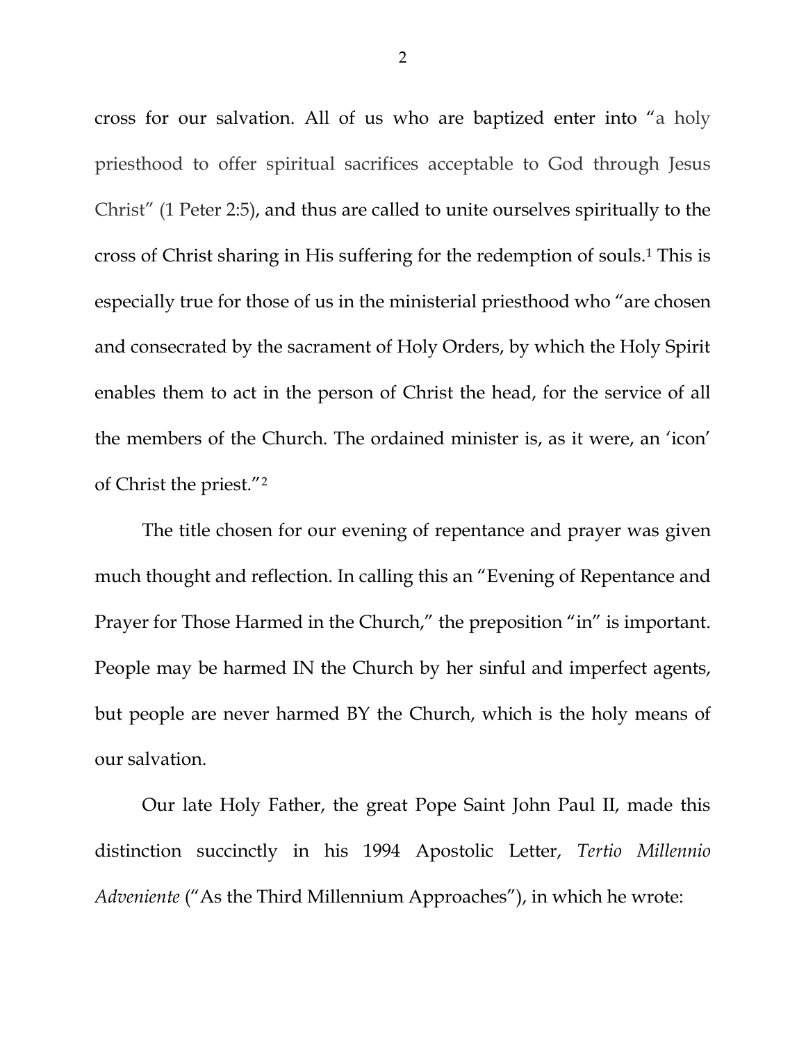cross for our salvation. All of us who are baptized enter into "a holy priesthood to offer spiritual sacrifices acceptable to God through Jesus Christ" (1 Peter 2:5), and thus are called to unite ourselves spiritually to the cross of Christ sharing in His suffering for the redemption of souls.[1] This is especially true for those of us in the ministerial priesthood who "are chosen and consecrated by the sacrament of Holy Orders, by which the Holy Spirit enables them to act in the person of Christ the head, for the service of all the members of the Church. The ordained minister is, as it were, an 'icon' of Christ the priest."[2]

The title chosen for our evening of repentance and prayer was given much thought and reflection. In calling this an "Evening of Repentance and Prayer for Those Harmed in the Church," the preposition "in" is important. People may be harmed IN the Church by her sinful and imperfect agents, but people are never harmed BY the Church, which is the holy means of our salvation.

Our late Holy Father, the great Pope Saint John Paul II, made this distinction succinctly in his 1994 Apostolic Letter, *Tertio Millennio Adveniente* ("As the Third Millennium Approaches"), in which he wrote: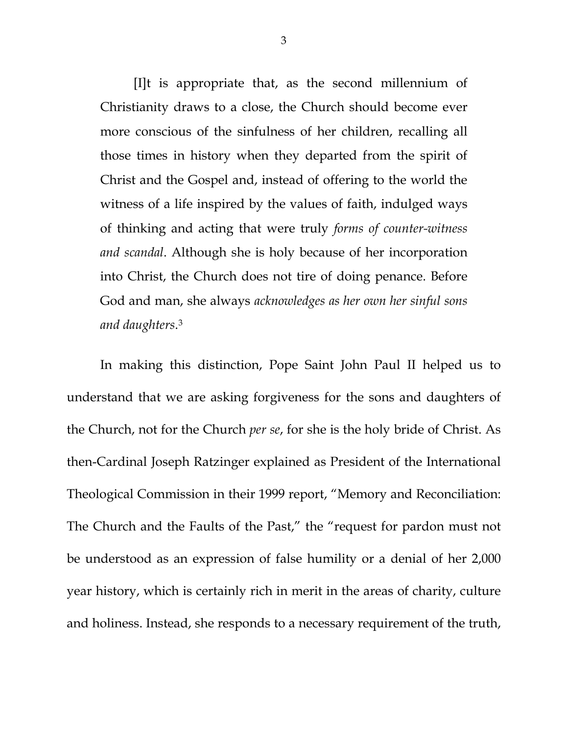> [I]t is appropriate that, as the second millennium of Christianity draws to a close, the Church should become ever more conscious of the sinfulness of her children, recalling all those times in history when they departed from the spirit of Christ and the Gospel and, instead of offering to the world the witness of a life inspired by the values of faith, indulged ways of thinking and acting that were truly *forms of counter-witness and scandal*. Although she is holy because of her incorporation into Christ, the Church does not tire of doing penance. Before God and man, she always *acknowledges as her own her sinful sons and daughters*.[3]

In making this distinction, Pope Saint John Paul II helped us to understand that we are asking forgiveness for the sons and daughters of the Church, not for the Church *per se*, for she is the holy bride of Christ. As then-Cardinal Joseph Ratzinger explained as President of the International Theological Commission in their 1999 report, "Memory and Reconciliation: The Church and the Faults of the Past," the "request for pardon must not be understood as an expression of false humility or a denial of her 2,000 year history, which is certainly rich in merit in the areas of charity, culture and holiness. Instead, she responds to a necessary requirement of the truth,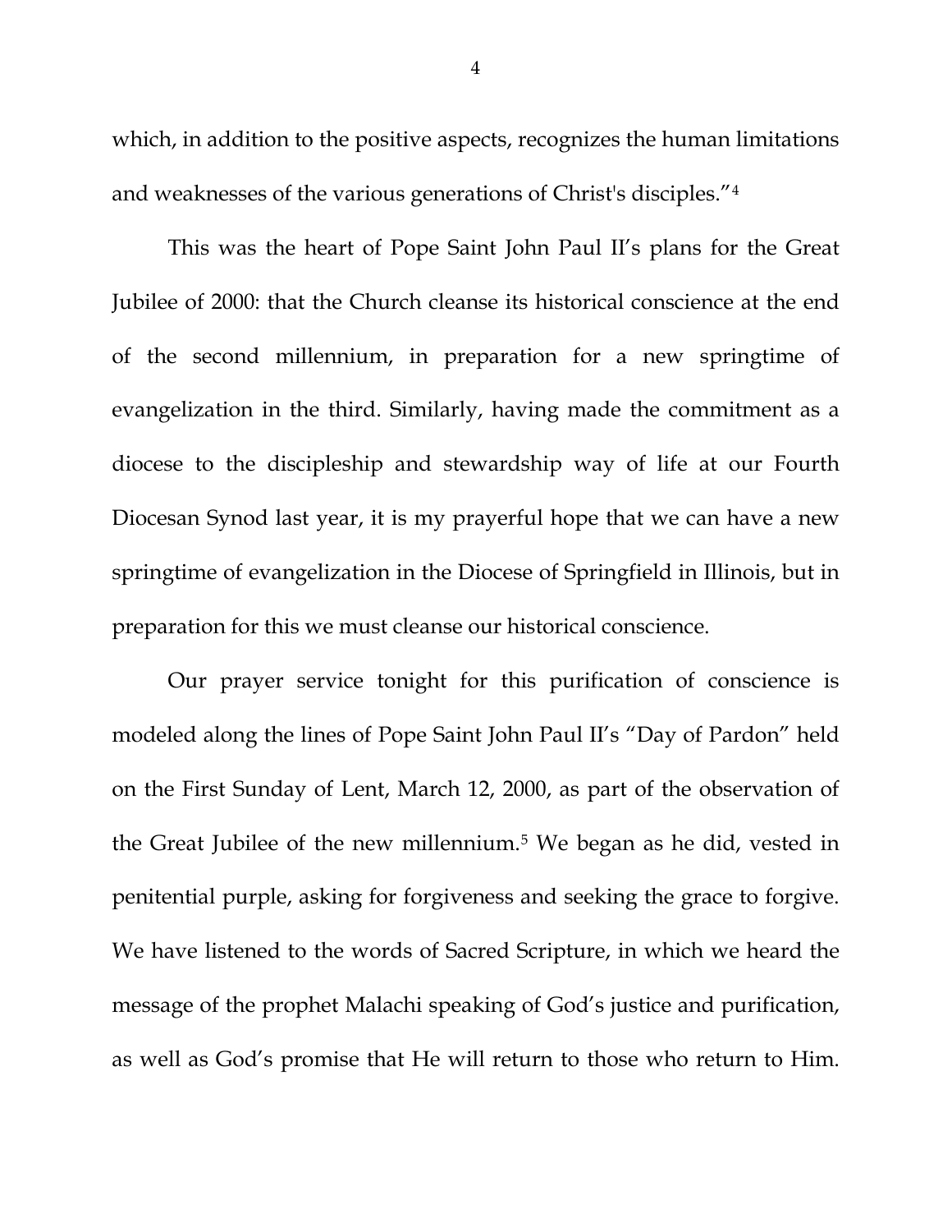which, in addition to the positive aspects, recognizes the human limitations and weaknesses of the various generations of Christ's disciples."[4]

This was the heart of Pope Saint John Paul II's plans for the Great Jubilee of 2000: that the Church cleanse its historical conscience at the end of the second millennium, in preparation for a new springtime of evangelization in the third. Similarly, having made the commitment as a diocese to the discipleship and stewardship way of life at our Fourth Diocesan Synod last year, it is my prayerful hope that we can have a new springtime of evangelization in the Diocese of Springfield in Illinois, but in preparation for this we must cleanse our historical conscience.

Our prayer service tonight for this purification of conscience is modeled along the lines of Pope Saint John Paul II's "Day of Pardon" held on the First Sunday of Lent, March 12, 2000, as part of the observation of the Great Jubilee of the new millennium.[5] We began as he did, vested in penitential purple, asking for forgiveness and seeking the grace to forgive. We have listened to the words of Sacred Scripture, in which we heard the message of the prophet Malachi speaking of God's justice and purification, as well as God's promise that He will return to those who return to Him.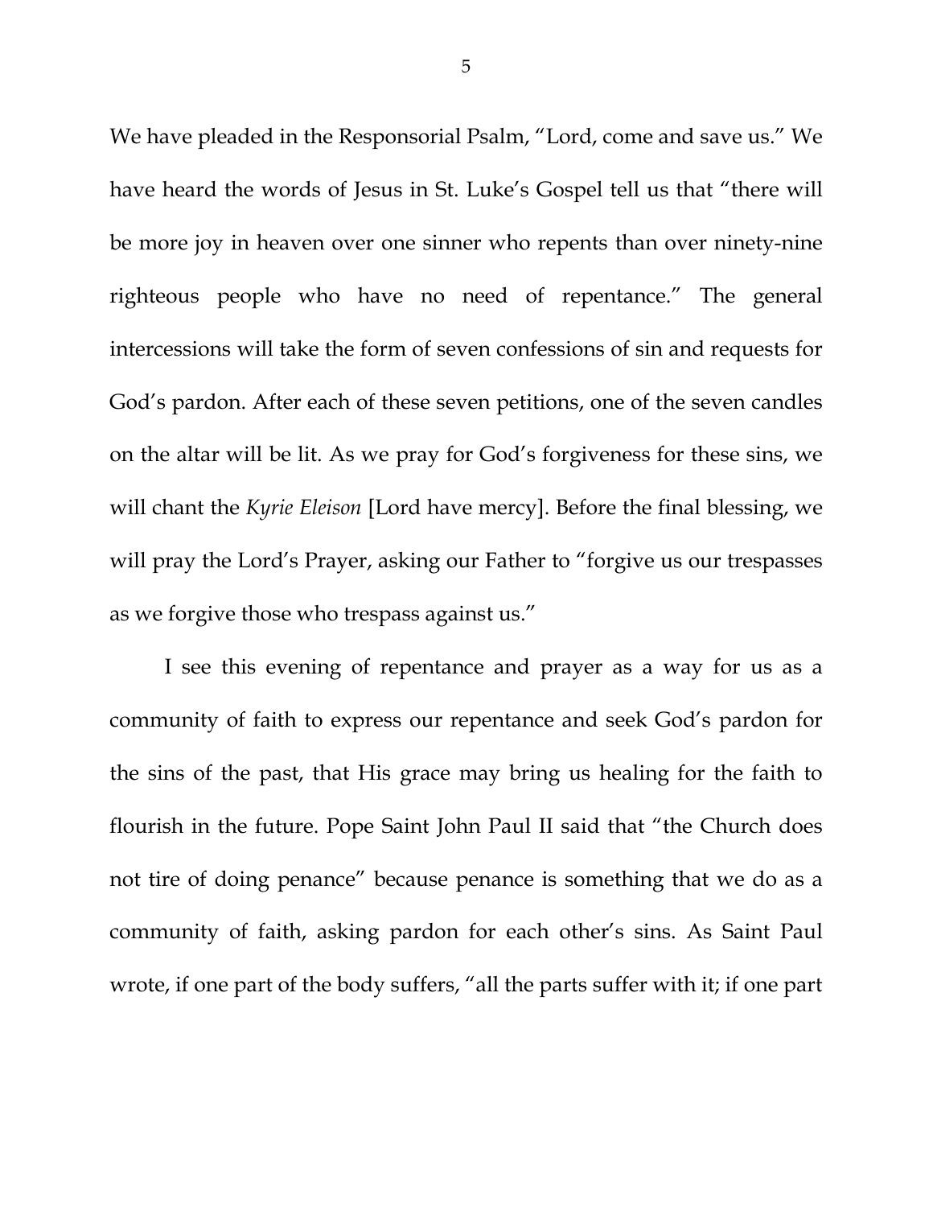We have pleaded in the Responsorial Psalm, "Lord, come and save us." We have heard the words of Jesus in St. Luke's Gospel tell us that "there will be more joy in heaven over one sinner who repents than over ninety-nine righteous people who have no need of repentance." The general intercessions will take the form of seven confessions of sin and requests for God's pardon. After each of these seven petitions, one of the seven candles on the altar will be lit. As we pray for God's forgiveness for these sins, we will chant the *Kyrie Eleison* [Lord have mercy]. Before the final blessing, we will pray the Lord's Prayer, asking our Father to "forgive us our trespasses as we forgive those who trespass against us."

I see this evening of repentance and prayer as a way for us as a community of faith to express our repentance and seek God's pardon for the sins of the past, that His grace may bring us healing for the faith to flourish in the future. Pope Saint John Paul II said that "the Church does not tire of doing penance" because penance is something that we do as a community of faith, asking pardon for each other's sins. As Saint Paul wrote, if one part of the body suffers, "all the parts suffer with it; if one part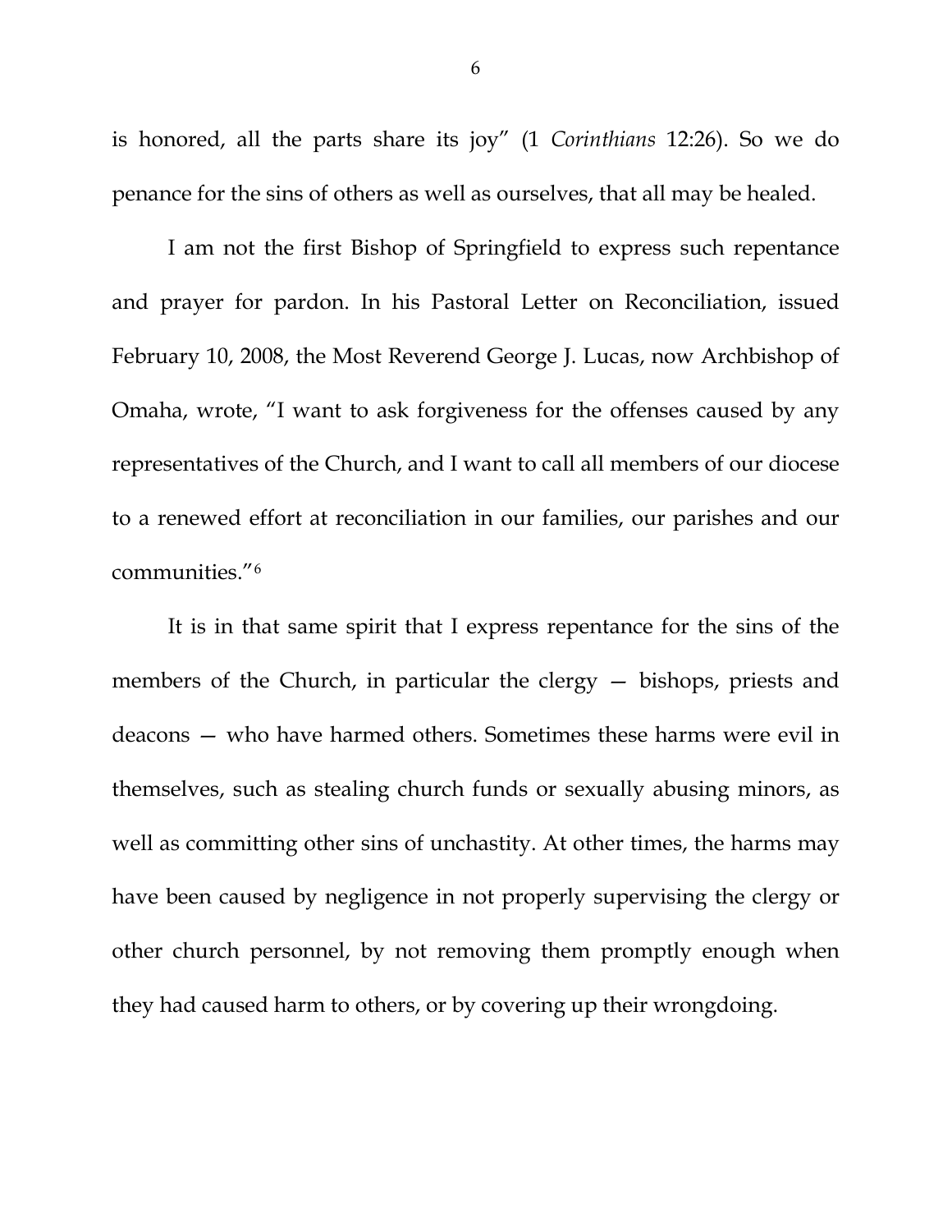is honored, all the parts share its joy" (1 *Corinthians* 12:26). So we do penance for the sins of others as well as ourselves, that all may be healed.

I am not the first Bishop of Springfield to express such repentance and prayer for pardon. In his Pastoral Letter on Reconciliation, issued February 10, 2008, the Most Reverend George J. Lucas, now Archbishop of Omaha, wrote, "I want to ask forgiveness for the offenses caused by any representatives of the Church, and I want to call all members of our diocese to a renewed effort at reconciliation in our families, our parishes and our communities."[6]

It is in that same spirit that I express repentance for the sins of the members of the Church, in particular the clergy — bishops, priests and deacons — who have harmed others. Sometimes these harms were evil in themselves, such as stealing church funds or sexually abusing minors, as well as committing other sins of unchastity. At other times, the harms may have been caused by negligence in not properly supervising the clergy or other church personnel, by not removing them promptly enough when they had caused harm to others, or by covering up their wrongdoing.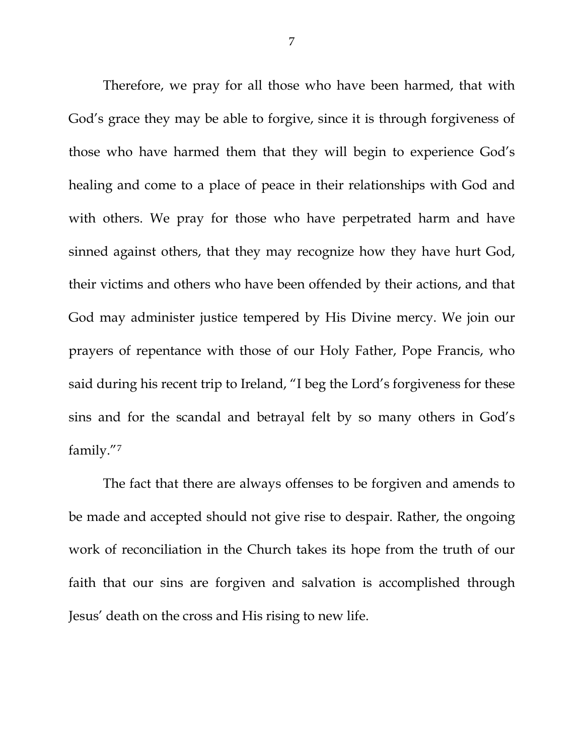Therefore, we pray for all those who have been harmed, that with God's grace they may be able to forgive, since it is through forgiveness of those who have harmed them that they will begin to experience God's healing and come to a place of peace in their relationships with God and with others. We pray for those who have perpetrated harm and have sinned against others, that they may recognize how they have hurt God, their victims and others who have been offended by their actions, and that God may administer justice tempered by His Divine mercy. We join our prayers of repentance with those of our Holy Father, Pope Francis, who said during his recent trip to Ireland, "I beg the Lord's forgiveness for these sins and for the scandal and betrayal felt by so many others in God's family."[7]

The fact that there are always offenses to be forgiven and amends to be made and accepted should not give rise to despair. Rather, the ongoing work of reconciliation in the Church takes its hope from the truth of our faith that our sins are forgiven and salvation is accomplished through Jesus' death on the cross and His rising to new life.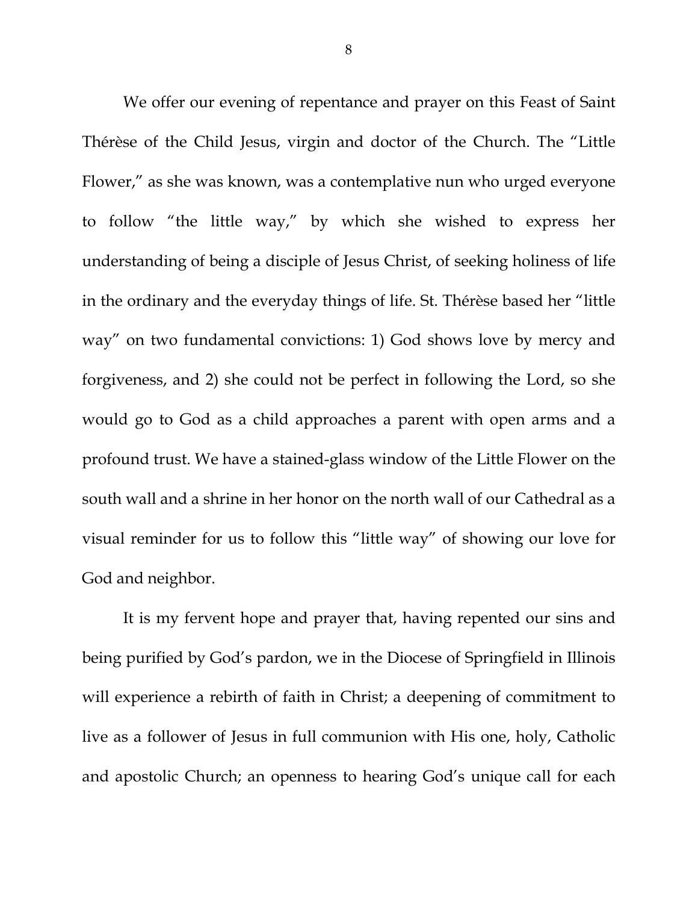We offer our evening of repentance and prayer on this Feast of Saint Thérèse of the Child Jesus, virgin and doctor of the Church. The "Little Flower," as she was known, was a contemplative nun who urged everyone to follow "the little way," by which she wished to express her understanding of being a disciple of Jesus Christ, of seeking holiness of life in the ordinary and the everyday things of life. St. Thérèse based her "little way" on two fundamental convictions: 1) God shows love by mercy and forgiveness, and 2) she could not be perfect in following the Lord, so she would go to God as a child approaches a parent with open arms and a profound trust. We have a stained-glass window of the Little Flower on the south wall and a shrine in her honor on the north wall of our Cathedral as a visual reminder for us to follow this "little way" of showing our love for God and neighbor.

It is my fervent hope and prayer that, having repented our sins and being purified by God's pardon, we in the Diocese of Springfield in Illinois will experience a rebirth of faith in Christ; a deepening of commitment to live as a follower of Jesus in full communion with His one, holy, Catholic and apostolic Church; an openness to hearing God's unique call for each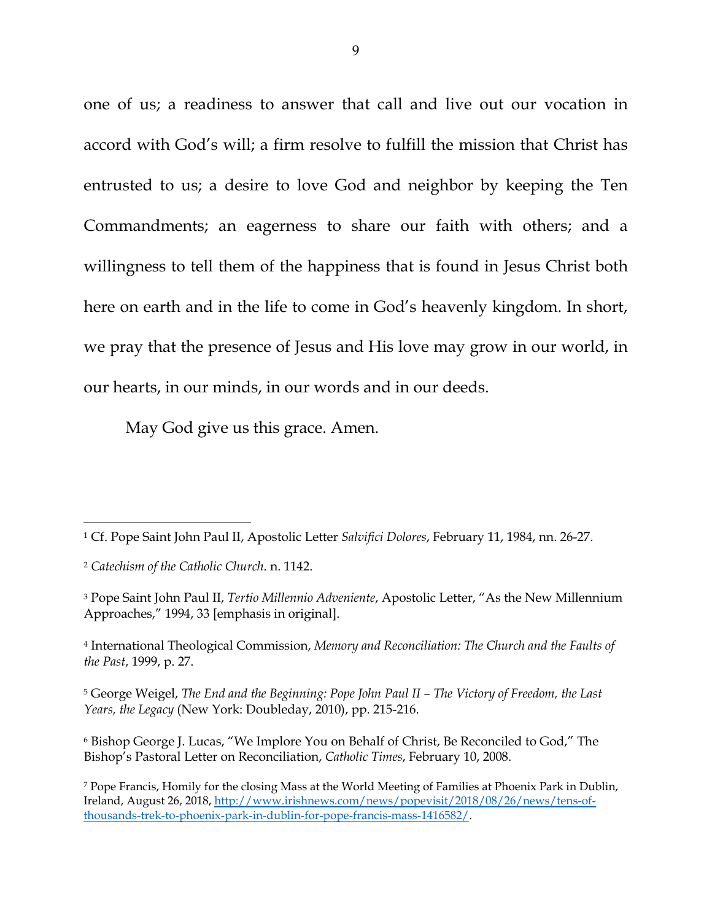one of us; a readiness to answer that call and live out our vocation in accord with God's will; a firm resolve to fulfill the mission that Christ has entrusted to us; a desire to love God and neighbor by keeping the Ten Commandments; an eagerness to share our faith with others; and a willingness to tell them of the happiness that is found in Jesus Christ both here on earth and in the life to come in God's heavenly kingdom. In short, we pray that the presence of Jesus and His love may grow in our world, in our hearts, in our minds, in our words and in our deeds.

May God give us this grace. Amen.

---

[1] Cf. Pope Saint John Paul II, Apostolic Letter *Salvifici Dolores*, February 11, 1984, nn. 26-27.

[2] *Catechism of the Catholic Church*. n. 1142.

[3] Pope Saint John Paul II, *Tertio Millennio Adveniente*, Apostolic Letter, "As the New Millennium Approaches," 1994, 33 [emphasis in original].

[4] International Theological Commission, *Memory and Reconciliation: The Church and the Faults of the Past*, 1999, p. 27.

[5] George Weigel, *The End and the Beginning: Pope John Paul II – The Victory of Freedom, the Last Years, the Legacy* (New York: Doubleday, 2010), pp. 215-216.

[6] Bishop George J. Lucas, "We Implore You on Behalf of Christ, Be Reconciled to God," The Bishop's Pastoral Letter on Reconciliation, *Catholic Times*, February 10, 2008.

[7] Pope Francis, Homily for the closing Mass at the World Meeting of Families at Phoenix Park in Dublin, Ireland, August 26, 2018, [http://www.irishnews.com/news/popevisit/2018/08/26/news/tens-of-thousands-trek-to-phoenix-park-in-dublin-for-pope-francis-mass-1416582/](http://www.irishnews.com/news/popevisit/2018/08/26/news/tens-of-thousands-trek-to-phoenix-park-in-dublin-for-pope-francis-mass-1416582/).